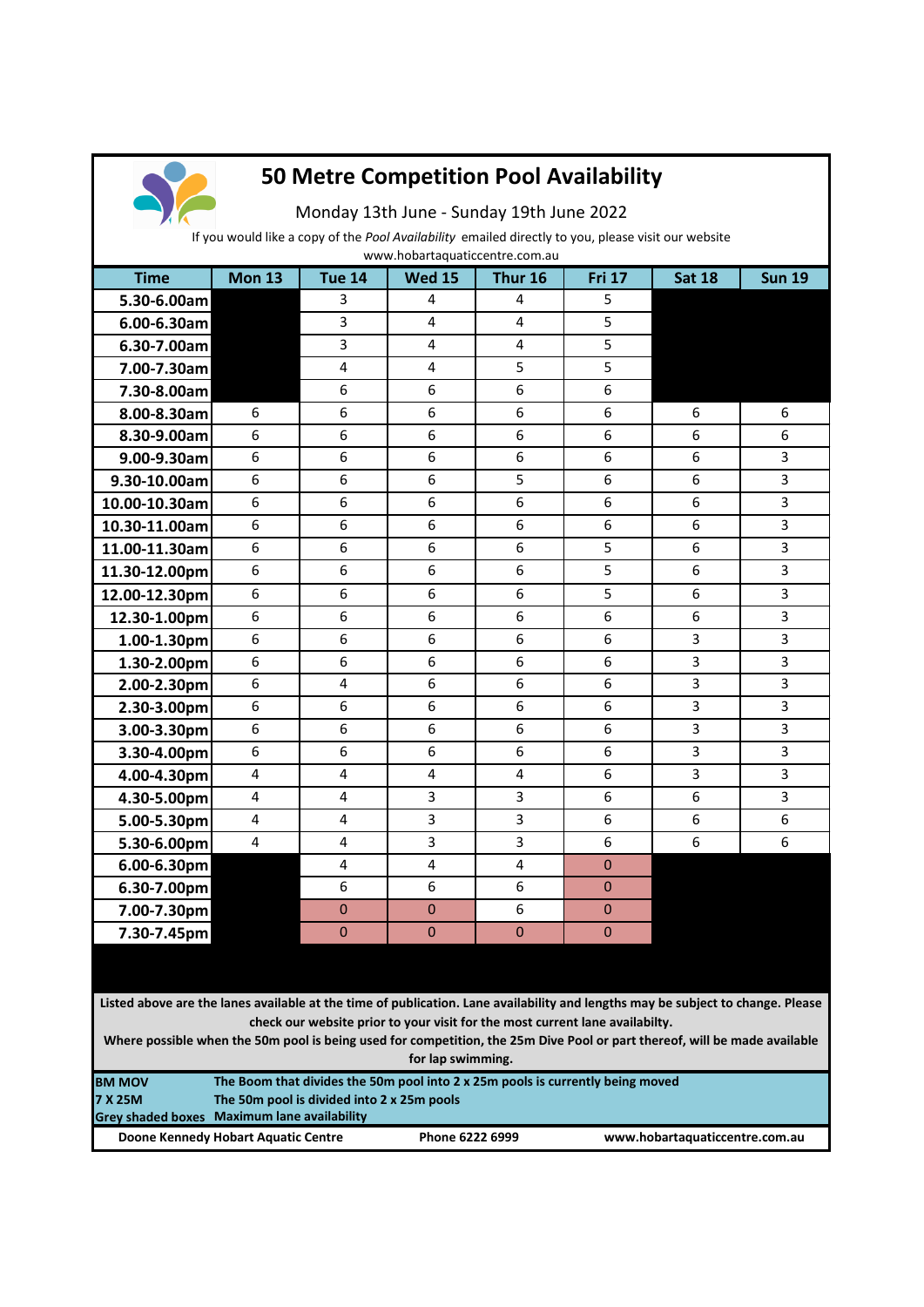# 50 Metre Competition Pool Availability

Monday 13th June - Sunday 19th June 2022

If you would like a copy of the *Pool Availability* emailed directly to you, please visit our website www.hobartaquaticcentre.com.au

| Time | Mon 13 | Tue 14 | Wed 15 | Thur 16 | Fri 17 | Sat 18 | Sun 19 |
|---|---|---|---|---|---|---|---|
| 5.30-6.00am | | 3 | 4 | 4 | 5 | | |
| 6.00-6.30am | | 3 | 4 | 4 | 5 | | |
| 6.30-7.00am | | 3 | 4 | 4 | 5 | | |
| 7.00-7.30am | | 4 | 4 | 5 | 5 | | |
| 7.30-8.00am | | 6 | 6 | 6 | 6 | | |
| 8.00-8.30am | 6 | 6 | 6 | 6 | 6 | 6 | 6 |
| 8.30-9.00am | 6 | 6 | 6 | 6 | 6 | 6 | 6 |
| 9.00-9.30am | 6 | 6 | 6 | 6 | 6 | 6 | 3 |
| 9.30-10.00am | 6 | 6 | 6 | 5 | 6 | 6 | 3 |
| 10.00-10.30am | 6 | 6 | 6 | 6 | 6 | 6 | 3 |
| 10.30-11.00am | 6 | 6 | 6 | 6 | 6 | 6 | 3 |
| 11.00-11.30am | 6 | 6 | 6 | 6 | 5 | 6 | 3 |
| 11.30-12.00pm | 6 | 6 | 6 | 6 | 5 | 6 | 3 |
| 12.00-12.30pm | 6 | 6 | 6 | 6 | 5 | 6 | 3 |
| 12.30-1.00pm | 6 | 6 | 6 | 6 | 6 | 6 | 3 |
| 1.00-1.30pm | 6 | 6 | 6 | 6 | 6 | 3 | 3 |
| 1.30-2.00pm | 6 | 6 | 6 | 6 | 6 | 3 | 3 |
| 2.00-2.30pm | 6 | 4 | 6 | 6 | 6 | 3 | 3 |
| 2.30-3.00pm | 6 | 6 | 6 | 6 | 6 | 3 | 3 |
| 3.00-3.30pm | 6 | 6 | 6 | 6 | 6 | 3 | 3 |
| 3.30-4.00pm | 6 | 6 | 6 | 6 | 6 | 3 | 3 |
| 4.00-4.30pm | 4 | 4 | 4 | 4 | 6 | 3 | 3 |
| 4.30-5.00pm | 4 | 4 | 3 | 3 | 6 | 6 | 3 |
| 5.00-5.30pm | 4 | 4 | 3 | 3 | 6 | 6 | 6 |
| 5.30-6.00pm | 4 | 4 | 3 | 3 | 6 | 6 | 6 |
| 6.00-6.30pm | | 4 | 4 | 4 | 0 | | |
| 6.30-7.00pm | | 6 | 6 | 6 | 0 | | |
| 7.00-7.30pm | | 0 | 0 | 6 | 0 | | |
| 7.30-7.45pm | | 0 | 0 | 0 | 0 | | |

**Listed above are the lanes available at the time of publication. Lane availability and lengths may be subject to change. Please check our website prior to your visit for the most current lane availabilty.**

**Where possible when the 50m pool is being used for competition, the 25m Dive Pool or part thereof, will be made available for lap swimming.**

| | |
|---|---|
| **BM MOV** | **The Boom that divides the 50m pool into 2 x 25m pools is currently being moved** |
| **7 X 25M** | **The 50m pool is divided into 2 x 25m pools** |
| **Grey shaded boxes** | **Maximum lane availability** |

**Doone Kennedy Hobart Aquatic Centre** | **Phone 6222 6999** | **www.hobartaquaticcentre.com.au**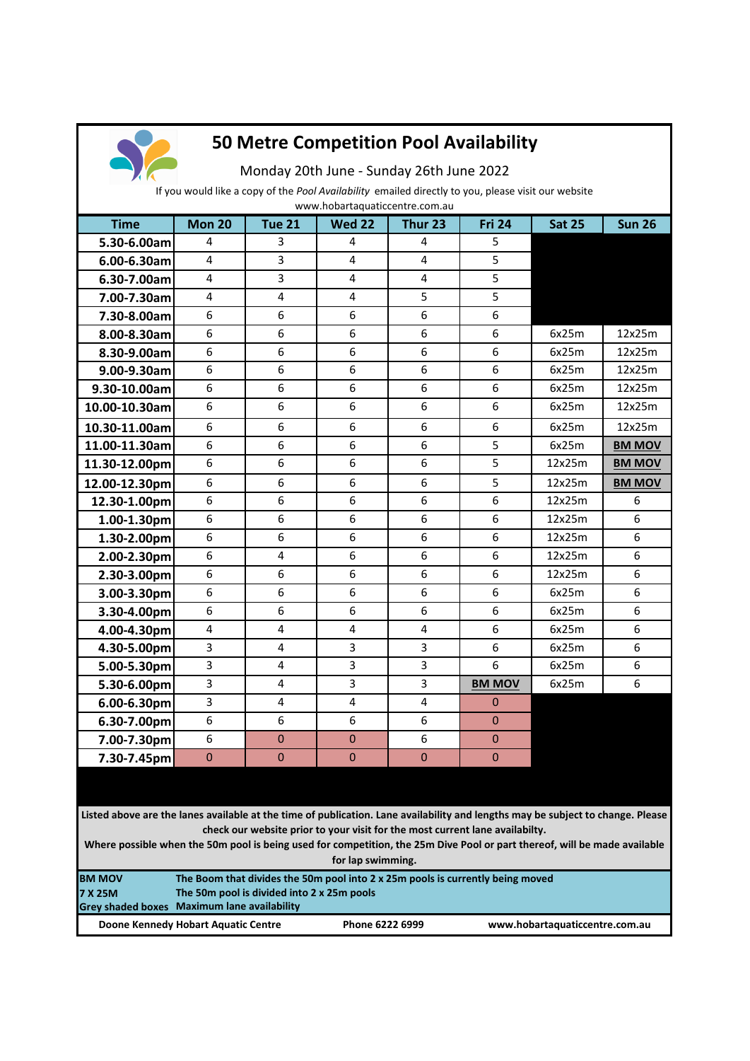# 50 Metre Competition Pool Availability

Monday 20th June - Sunday 26th June 2022

If you would like a copy of the *Pool Availability* emailed directly to you, please visit our website www.hobartaquaticcentre.com.au

| Time | Mon 20 | Tue 21 | Wed 22 | Thur 23 | Fri 24 | Sat 25 | Sun 26 |
|---|---|---|---|---|---|---|---|
| 5.30-6.00am | 4 | 3 | 4 | 4 | 5 | | |
| 6.00-6.30am | 4 | 3 | 4 | 4 | 5 | | |
| 6.30-7.00am | 4 | 3 | 4 | 4 | 5 | | |
| 7.00-7.30am | 4 | 4 | 4 | 5 | 5 | | |
| 7.30-8.00am | 6 | 6 | 6 | 6 | 6 | | |
| 8.00-8.30am | 6 | 6 | 6 | 6 | 6 | 6x25m | 12x25m |
| 8.30-9.00am | 6 | 6 | 6 | 6 | 6 | 6x25m | 12x25m |
| 9.00-9.30am | 6 | 6 | 6 | 6 | 6 | 6x25m | 12x25m |
| 9.30-10.00am | 6 | 6 | 6 | 6 | 6 | 6x25m | 12x25m |
| 10.00-10.30am | 6 | 6 | 6 | 6 | 6 | 6x25m | 12x25m |
| 10.30-11.00am | 6 | 6 | 6 | 6 | 6 | 6x25m | 12x25m |
| 11.00-11.30am | 6 | 6 | 6 | 6 | 5 | 6x25m | BM MOV |
| 11.30-12.00pm | 6 | 6 | 6 | 6 | 5 | 12x25m | BM MOV |
| 12.00-12.30pm | 6 | 6 | 6 | 6 | 5 | 12x25m | BM MOV |
| 12.30-1.00pm | 6 | 6 | 6 | 6 | 6 | 12x25m | 6 |
| 1.00-1.30pm | 6 | 6 | 6 | 6 | 6 | 12x25m | 6 |
| 1.30-2.00pm | 6 | 6 | 6 | 6 | 6 | 12x25m | 6 |
| 2.00-2.30pm | 6 | 4 | 6 | 6 | 6 | 12x25m | 6 |
| 2.30-3.00pm | 6 | 6 | 6 | 6 | 6 | 12x25m | 6 |
| 3.00-3.30pm | 6 | 6 | 6 | 6 | 6 | 6x25m | 6 |
| 3.30-4.00pm | 6 | 6 | 6 | 6 | 6 | 6x25m | 6 |
| 4.00-4.30pm | 4 | 4 | 4 | 4 | 6 | 6x25m | 6 |
| 4.30-5.00pm | 3 | 4 | 3 | 3 | 6 | 6x25m | 6 |
| 5.00-5.30pm | 3 | 4 | 3 | 3 | 6 | 6x25m | 6 |
| 5.30-6.00pm | 3 | 4 | 3 | 3 | BM MOV | 6x25m | 6 |
| 6.00-6.30pm | 3 | 4 | 4 | 4 | 0 | | |
| 6.30-7.00pm | 6 | 6 | 6 | 6 | 0 | | |
| 7.00-7.30pm | 6 | 0 | 0 | 6 | 0 | | |
| 7.30-7.45pm | 0 | 0 | 0 | 0 | 0 | | |

**Listed above are the lanes available at the time of publication. Lane availability and lengths may be subject to change. Please check our website prior to your visit for the most current lane availabilty.**

**Where possible when the 50m pool is being used for competition, the 25m Dive Pool or part thereof, will be made available for lap swimming.**

| | |
|---|---|
| **BM MOV** | **The Boom that divides the 50m pool into 2 x 25m pools is currently being moved** |
| **7 X 25M** | **The 50m pool is divided into 2 x 25m pools** |
| **Grey shaded boxes** | **Maximum lane availability** |

**Doone Kennedy Hobart Aquatic Centre** **Phone 6222 6999** **www.hobartaquaticcentre.com.au**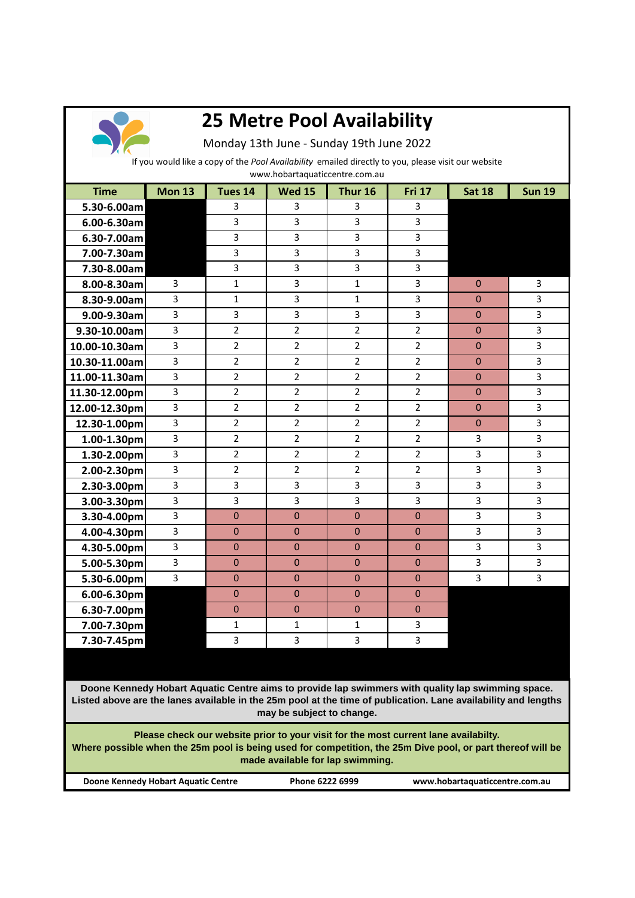# 25 Metre Pool Availability

Monday 13th June - Sunday 19th June 2022

If you would like a copy of the *Pool Availability* emailed directly to you, please visit our website www.hobartaquaticcentre.com.au

| Time | Mon 13 | Tues 14 | Wed 15 | Thur 16 | Fri 17 | Sat 18 | Sun 19 |
|---|---|---|---|---|---|---|---|
| 5.30-6.00am | | 3 | 3 | 3 | 3 | | |
| 6.00-6.30am | | 3 | 3 | 3 | 3 | | |
| 6.30-7.00am | | 3 | 3 | 3 | 3 | | |
| 7.00-7.30am | | 3 | 3 | 3 | 3 | | |
| 7.30-8.00am | | 3 | 3 | 3 | 3 | | |
| 8.00-8.30am | 3 | 1 | 3 | 1 | 3 | 0 | 3 |
| 8.30-9.00am | 3 | 1 | 3 | 1 | 3 | 0 | 3 |
| 9.00-9.30am | 3 | 3 | 3 | 3 | 3 | 0 | 3 |
| 9.30-10.00am | 3 | 2 | 2 | 2 | 2 | 0 | 3 |
| 10.00-10.30am | 3 | 2 | 2 | 2 | 2 | 0 | 3 |
| 10.30-11.00am | 3 | 2 | 2 | 2 | 2 | 0 | 3 |
| 11.00-11.30am | 3 | 2 | 2 | 2 | 2 | 0 | 3 |
| 11.30-12.00pm | 3 | 2 | 2 | 2 | 2 | 0 | 3 |
| 12.00-12.30pm | 3 | 2 | 2 | 2 | 2 | 0 | 3 |
| 12.30-1.00pm | 3 | 2 | 2 | 2 | 2 | 0 | 3 |
| 1.00-1.30pm | 3 | 2 | 2 | 2 | 2 | 3 | 3 |
| 1.30-2.00pm | 3 | 2 | 2 | 2 | 2 | 3 | 3 |
| 2.00-2.30pm | 3 | 2 | 2 | 2 | 2 | 3 | 3 |
| 2.30-3.00pm | 3 | 3 | 3 | 3 | 3 | 3 | 3 |
| 3.00-3.30pm | 3 | 3 | 3 | 3 | 3 | 3 | 3 |
| 3.30-4.00pm | 3 | 0 | 0 | 0 | 0 | 3 | 3 |
| 4.00-4.30pm | 3 | 0 | 0 | 0 | 0 | 3 | 3 |
| 4.30-5.00pm | 3 | 0 | 0 | 0 | 0 | 3 | 3 |
| 5.00-5.30pm | 3 | 0 | 0 | 0 | 0 | 3 | 3 |
| 5.30-6.00pm | 3 | 0 | 0 | 0 | 0 | 3 | 3 |
| 6.00-6.30pm | | 0 | 0 | 0 | 0 | | |
| 6.30-7.00pm | | 0 | 0 | 0 | 0 | | |
| 7.00-7.30pm | | 1 | 1 | 1 | 3 | | |
| 7.30-7.45pm | | 3 | 3 | 3 | 3 | | |

**Doone Kennedy Hobart Aquatic Centre aims to provide lap swimmers with quality lap swimming space. Listed above are the lanes available in the 25m pool at the time of publication. Lane availability and lengths may be subject to change.**

**Please check our website prior to your visit for the most current lane availabilty.**
**Where possible when the 25m pool is being used for competition, the 25m Dive pool, or part thereof will be made available for lap swimming.**

**Doone Kennedy Hobart Aquatic Centre** | **Phone 6222 6999** | **www.hobartaquaticcentre.com.au**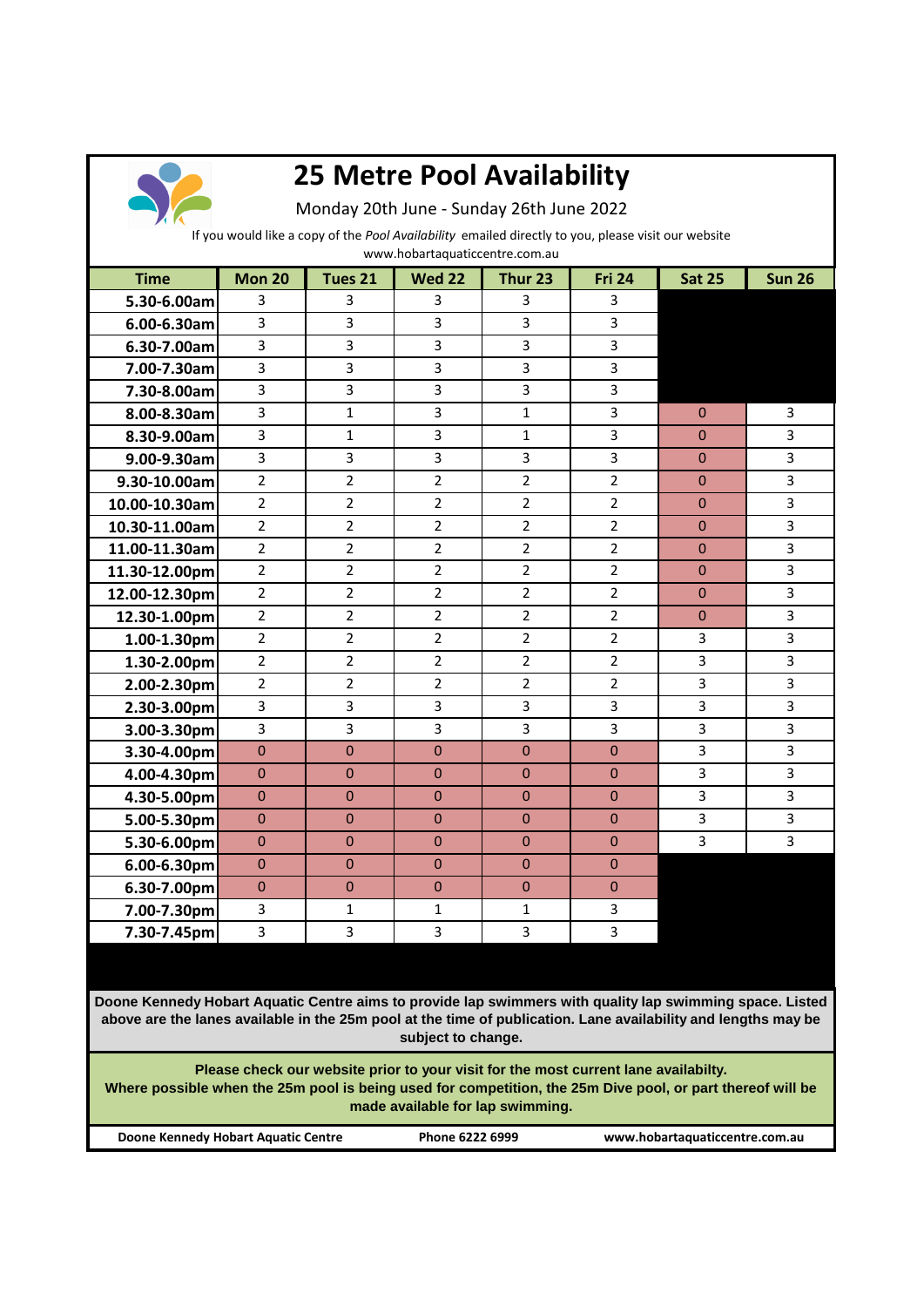# 25 Metre Pool Availability

Monday 20th June - Sunday 26th June 2022

If you would like a copy of the *Pool Availability* emailed directly to you, please visit our website www.hobartaquaticcentre.com.au

| Time | Mon 20 | Tues 21 | Wed 22 | Thur 23 | Fri 24 | Sat 25 | Sun 26 |
|---|---|---|---|---|---|---|---|
| 5.30-6.00am | 3 | 3 | 3 | 3 | 3 | | |
| 6.00-6.30am | 3 | 3 | 3 | 3 | 3 | | |
| 6.30-7.00am | 3 | 3 | 3 | 3 | 3 | | |
| 7.00-7.30am | 3 | 3 | 3 | 3 | 3 | | |
| 7.30-8.00am | 3 | 3 | 3 | 3 | 3 | | |
| 8.00-8.30am | 3 | 1 | 3 | 1 | 3 | 0 | 3 |
| 8.30-9.00am | 3 | 1 | 3 | 1 | 3 | 0 | 3 |
| 9.00-9.30am | 3 | 3 | 3 | 3 | 3 | 0 | 3 |
| 9.30-10.00am | 2 | 2 | 2 | 2 | 2 | 0 | 3 |
| 10.00-10.30am | 2 | 2 | 2 | 2 | 2 | 0 | 3 |
| 10.30-11.00am | 2 | 2 | 2 | 2 | 2 | 0 | 3 |
| 11.00-11.30am | 2 | 2 | 2 | 2 | 2 | 0 | 3 |
| 11.30-12.00pm | 2 | 2 | 2 | 2 | 2 | 0 | 3 |
| 12.00-12.30pm | 2 | 2 | 2 | 2 | 2 | 0 | 3 |
| 12.30-1.00pm | 2 | 2 | 2 | 2 | 2 | 0 | 3 |
| 1.00-1.30pm | 2 | 2 | 2 | 2 | 2 | 3 | 3 |
| 1.30-2.00pm | 2 | 2 | 2 | 2 | 2 | 3 | 3 |
| 2.00-2.30pm | 2 | 2 | 2 | 2 | 2 | 3 | 3 |
| 2.30-3.00pm | 3 | 3 | 3 | 3 | 3 | 3 | 3 |
| 3.00-3.30pm | 3 | 3 | 3 | 3 | 3 | 3 | 3 |
| 3.30-4.00pm | 0 | 0 | 0 | 0 | 0 | 3 | 3 |
| 4.00-4.30pm | 0 | 0 | 0 | 0 | 0 | 3 | 3 |
| 4.30-5.00pm | 0 | 0 | 0 | 0 | 0 | 3 | 3 |
| 5.00-5.30pm | 0 | 0 | 0 | 0 | 0 | 3 | 3 |
| 5.30-6.00pm | 0 | 0 | 0 | 0 | 0 | 3 | 3 |
| 6.00-6.30pm | 0 | 0 | 0 | 0 | 0 | | |
| 6.30-7.00pm | 0 | 0 | 0 | 0 | 0 | | |
| 7.00-7.30pm | 3 | 1 | 1 | 1 | 3 | | |
| 7.30-7.45pm | 3 | 3 | 3 | 3 | 3 | | |

**Doone Kennedy Hobart Aquatic Centre aims to provide lap swimmers with quality lap swimming space. Listed above are the lanes available in the 25m pool at the time of publication. Lane availability and lengths may be subject to change.**

**Please check our website prior to your visit for the most current lane availabilty. Where possible when the 25m pool is being used for competition, the 25m Dive pool, or part thereof will be made available for lap swimming.**

**Doone Kennedy Hobart Aquatic Centre** | **Phone 6222 6999** | **www.hobartaquaticcentre.com.au**